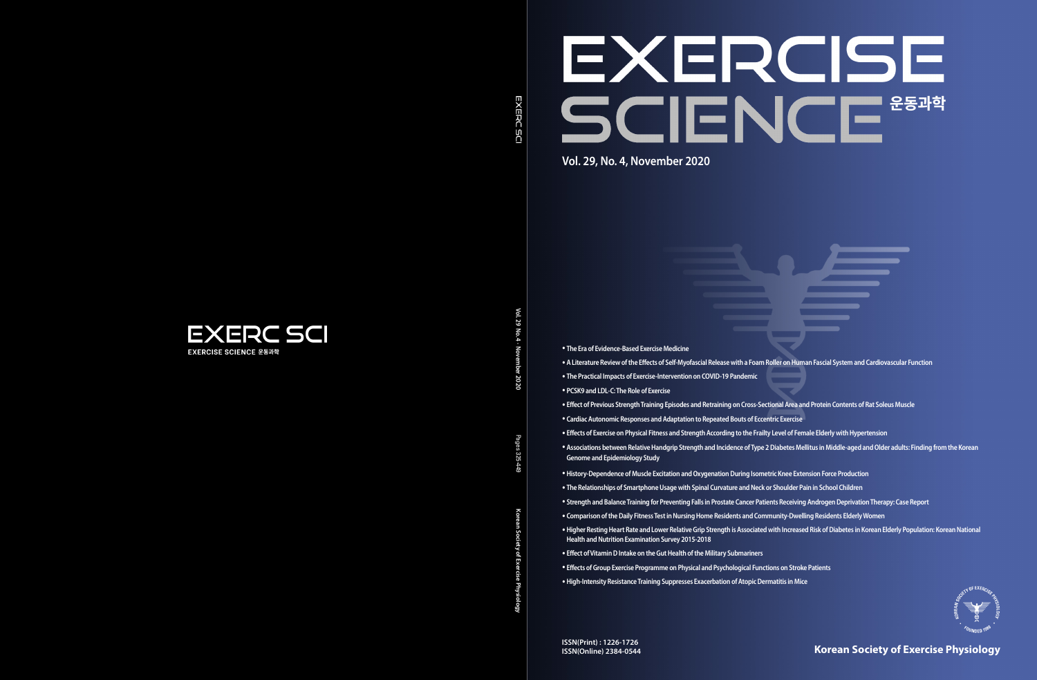EXERC SCI

EXERCISE SCIENCE 운동과학

# EXERCISE SCIENCE 운동과학

**Vol. 29, No. 4, November 2020**

- The Era of Evidence-Based Exercise Medicine
- A Literature Review of the Effects of Self-Myofascial Release with a Foam Roller on Human Fascial System and Cardiovascular Function
- The Practical Impacts of Exercise-Intervention on COVID-19 Pandemic
- PCSK9 and LDL-C: The Role of Exercise
- Effect of Previous Strength Training Episodes and Retraining on Cross-Sectional Area and Protein Contents of Rat Soleus Muscle
- Cardiac Autonomic Responses and Adaptation to Repeated Bouts of Eccentric Exercise
- Effects of Exercise on Physical Fitness and Strength According to the Frailty Level of Female Elderly with Hypertension
- Associations between Relative Handgrip Strength and Incidence of Type 2 Diabetes Mellitus in Middle-aged and Older adults: Finding from the Korean Genome and Epidemiology Study
- History-Dependence of Muscle Excitation and Oxygenation During Isometric Knee Extension Force Production
- The Relationships of Smartphone Usage with Spinal Curvature and Neck or Shoulder Pain in School Children
- Strength and Balance Training for Preventing Falls in Prostate Cancer Patients Receiving Androgen Deprivation Therapy: Case Report
- Comparison of the Daily Fitness Test in Nursing Home Residents and Community-Dwelling Residents Elderly Women
- Higher Resting Heart Rate and Lower Relative Grip Strength is Associated with Increased Risk of Diabetes in Korean Elderly Population: Korean National Health and Nutrition Examination Survey 2015-2018
- Effect of Vitamin D Intake on the Gut Health of the Military Submariners
- Effects of Group Exercise Programme on Physical and Psychological Functions on Stroke Patients
- High-Intensity Resistance Training Suppresses Exacerbation of Atopic Dermatitis in Mice

ISSN(Print) : 1226-1726
ISSN(Online) 2384-0544

**Korean Society of Exercise Physiology**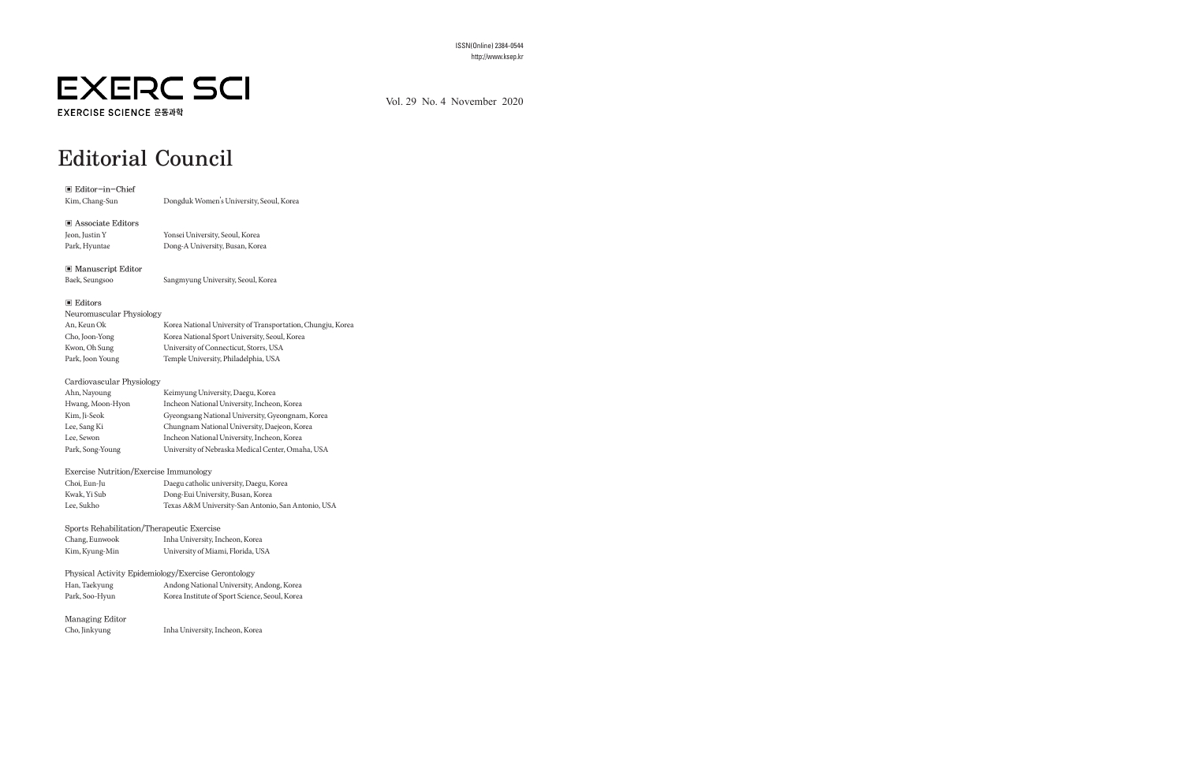# Editorial Council

## ▣ Editor-in-Chief

| | |
|---|---|
| Kim, Chang-Sun | Dongduk Women's University, Seoul, Korea |

## ▣ Associate Editors

| | |
|---|---|
| Jeon, Justin Y | Yonsei University, Seoul, Korea |
| Park, Hyuntae | Dong-A University, Busan, Korea |

## ▣ Manuscript Editor

| | |
|---|---|
| Baek, Seungsoo | Sangmyung University, Seoul, Korea |

## ▣ Editors

### Neuromuscular Physiology

| | |
|---|---|
| An, Keun Ok | Korea National University of Transportation, Chungju, Korea |
| Cho, Joon-Yong | Korea National Sport University, Seoul, Korea |
| Kwon, Oh Sung | University of Connecticut, Storrs, USA |
| Park, Joon Young | Temple University, Philadelphia, USA |

### Cardiovascular Physiology

| | |
|---|---|
| Ahn, Nayoung | Keimyung University, Daegu, Korea |
| Hwang, Moon-Hyon | Incheon National University, Incheon, Korea |
| Kim, Ji-Seok | Gyeongsang National University, Gyeongnam, Korea |
| Lee, Sang Ki | Chungnam National University, Daejeon, Korea |
| Lee, Sewon | Incheon National University, Incheon, Korea |
| Park, Song-Young | University of Nebraska Medical Center, Omaha, USA |

### Exercise Nutrition/Exercise Immunology

| | |
|---|---|
| Choi, Eun-Ju | Daegu catholic university, Daegu, Korea |
| Kwak, Yi Sub | Dong-Eui University, Busan, Korea |
| Lee, Sukho | Texas A&M University-San Antonio, San Antonio, USA |

### Sports Rehabilitation/Therapeutic Exercise

| | |
|---|---|
| Chang, Eunwook | Inha University, Incheon, Korea |
| Kim, Kyung-Min | University of Miami, Florida, USA |

### Physical Activity Epidemiology/Exercise Gerontology

| | |
|---|---|
| Han, Taekyung | Andong National University, Andong, Korea |
| Park, Soo-Hyun | Korea Institute of Sport Science, Seoul, Korea |

## Managing Editor

| | |
|---|---|
| Cho, Jinkyung | Inha University, Incheon, Korea |